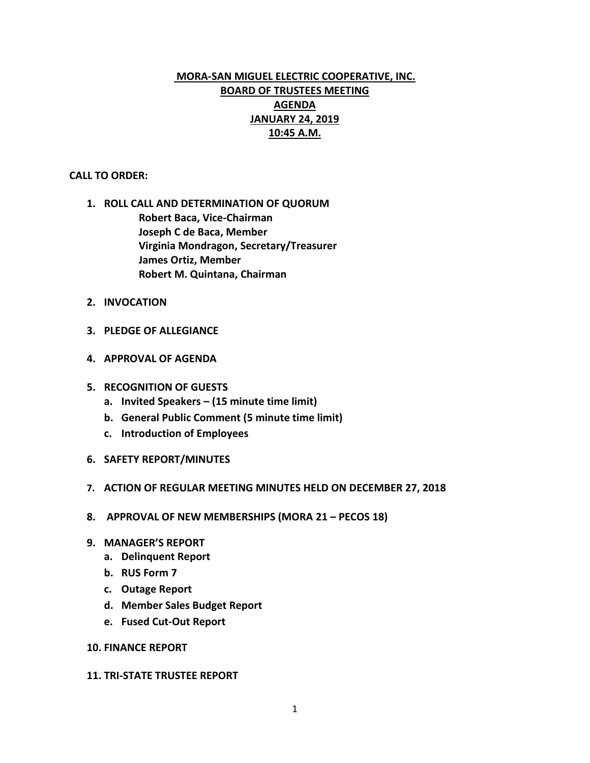# MORA-SAN MIGUEL ELECTRIC COOPERATIVE, INC.
## BOARD OF TRUSTEES MEETING
## AGENDA
## JANUARY 24, 2019
## 10:45 A.M.

**CALL TO ORDER:**

1. **ROLL CALL AND DETERMINATION OF QUORUM**
   **Robert Baca, Vice-Chairman**
   **Joseph C de Baca, Member**
   **Virginia Mondragon, Secretary/Treasurer**
   **James Ortiz, Member**
   **Robert M. Quintana, Chairman**

2. **INVOCATION**

3. **PLEDGE OF ALLEGIANCE**

4. **APPROVAL OF AGENDA**

5. **RECOGNITION OF GUESTS**
   a. **Invited Speakers – (15 minute time limit)**
   b. **General Public Comment (5 minute time limit)**
   c. **Introduction of Employees**

6. **SAFETY REPORT/MINUTES**

7. **ACTION OF REGULAR MEETING MINUTES HELD ON DECEMBER 27, 2018**

8. **APPROVAL OF NEW MEMBERSHIPS (MORA 21 – PECOS 18)**

9. **MANAGER'S REPORT**
   a. **Delinquent Report**
   b. **RUS Form 7**
   c. **Outage Report**
   d. **Member Sales Budget Report**
   e. **Fused Cut-Out Report**

10. **FINANCE REPORT**

11. **TRI-STATE TRUSTEE REPORT**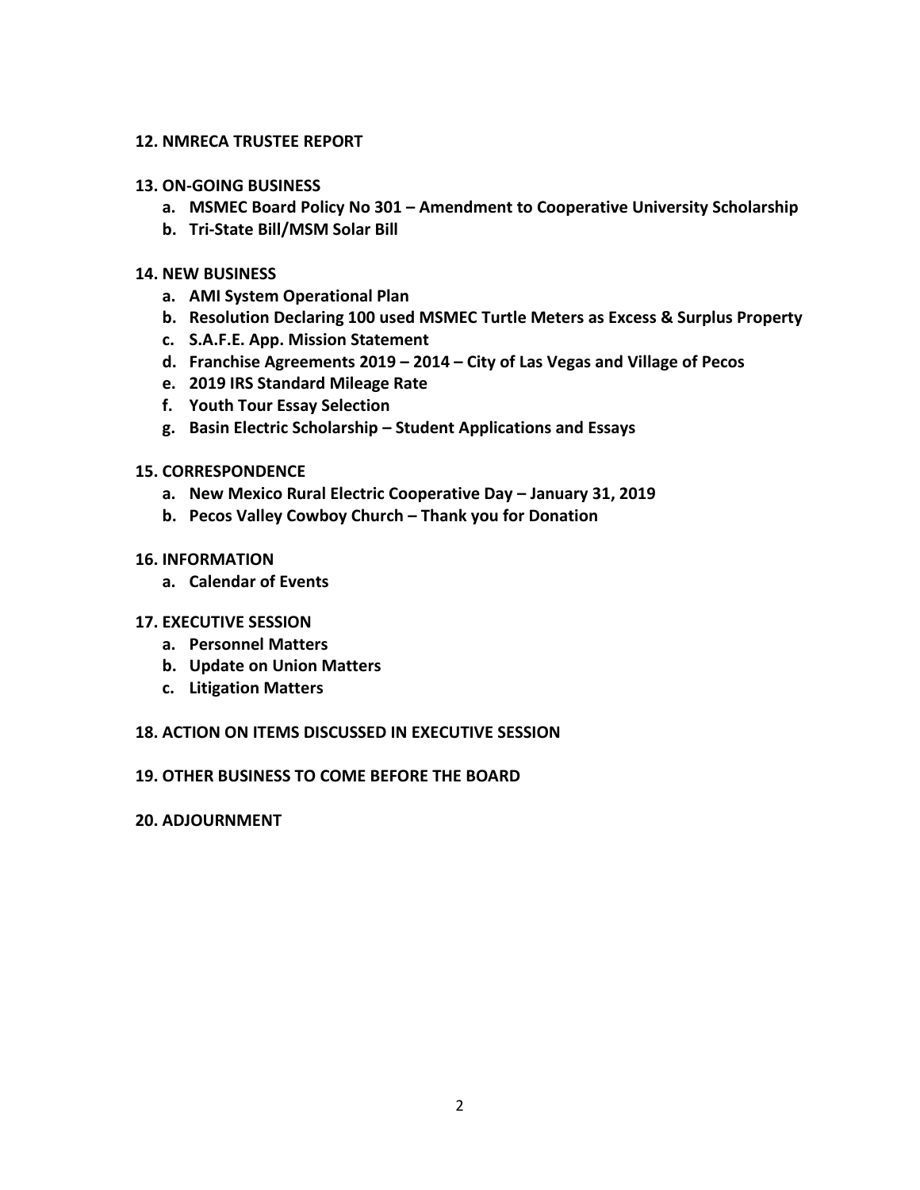**12. NMRECA TRUSTEE REPORT**

**13. ON-GOING BUSINESS**

- **a. MSMEC Board Policy No 301 – Amendment to Cooperative University Scholarship**
- **b. Tri-State Bill/MSM Solar Bill**

**14. NEW BUSINESS**

- **a. AMI System Operational Plan**
- **b. Resolution Declaring 100 used MSMEC Turtle Meters as Excess & Surplus Property**
- **c. S.A.F.E. App. Mission Statement**
- **d. Franchise Agreements 2019 – 2014 – City of Las Vegas and Village of Pecos**
- **e. 2019 IRS Standard Mileage Rate**
- **f. Youth Tour Essay Selection**
- **g. Basin Electric Scholarship – Student Applications and Essays**

**15. CORRESPONDENCE**

- **a. New Mexico Rural Electric Cooperative Day – January 31, 2019**
- **b. Pecos Valley Cowboy Church – Thank you for Donation**

**16. INFORMATION**

- **a. Calendar of Events**

**17. EXECUTIVE SESSION**

- **a. Personnel Matters**
- **b. Update on Union Matters**
- **c. Litigation Matters**

**18. ACTION ON ITEMS DISCUSSED IN EXECUTIVE SESSION**

**19. OTHER BUSINESS TO COME BEFORE THE BOARD**

**20. ADJOURNMENT**